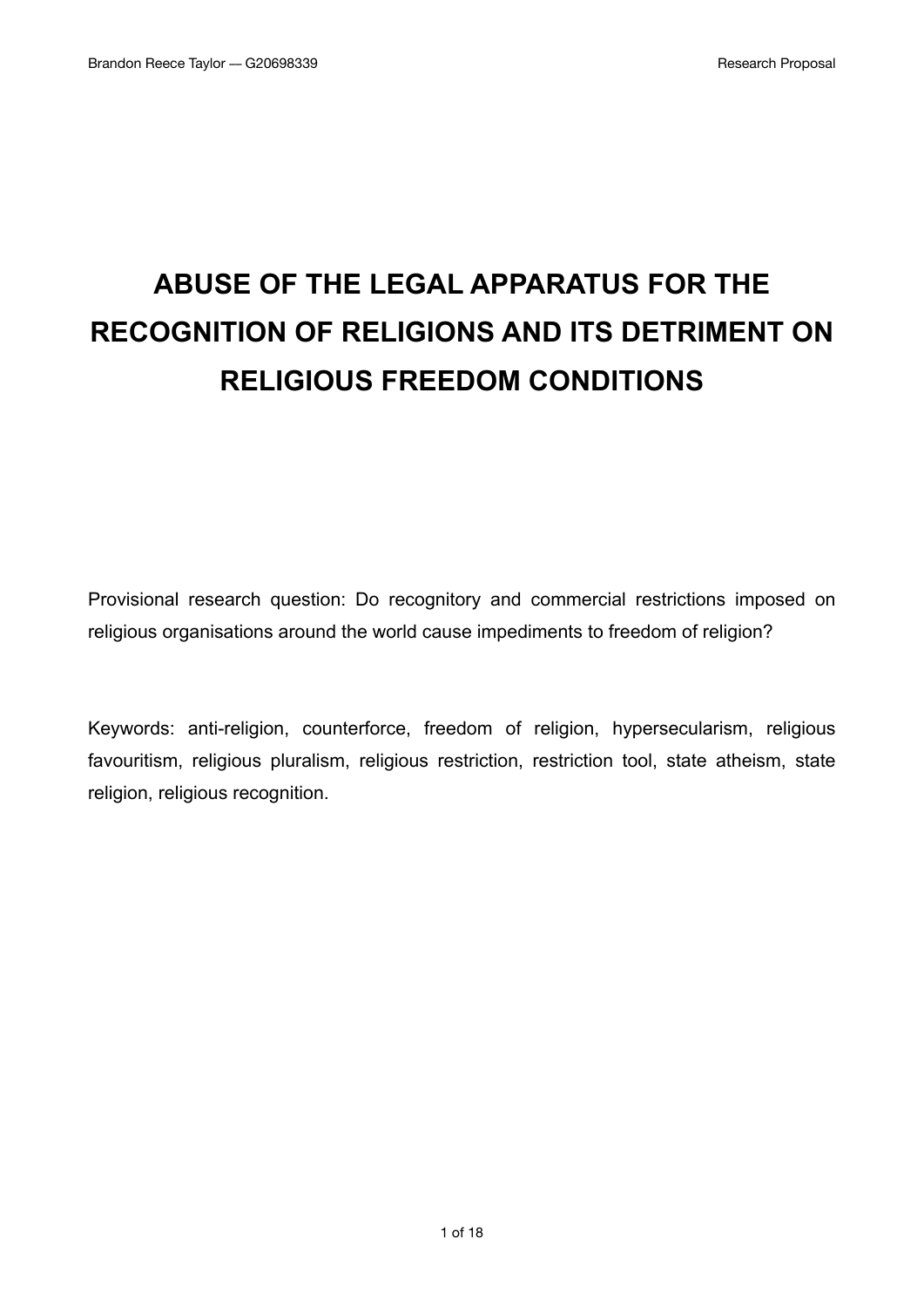# ABUSE OF THE LEGAL APPARATUS FOR THE RECOGNITION OF RELIGIONS AND ITS DETRIMENT ON RELIGIOUS FREEDOM CONDITIONS

Provisional research question: Do recognitory and commercial restrictions imposed on religious organisations around the world cause impediments to freedom of religion?

Keywords: anti-religion, counterforce, freedom of religion, hypersecularism, religious favouritism, religious pluralism, religious restriction, restriction tool, state atheism, state religion, religious recognition.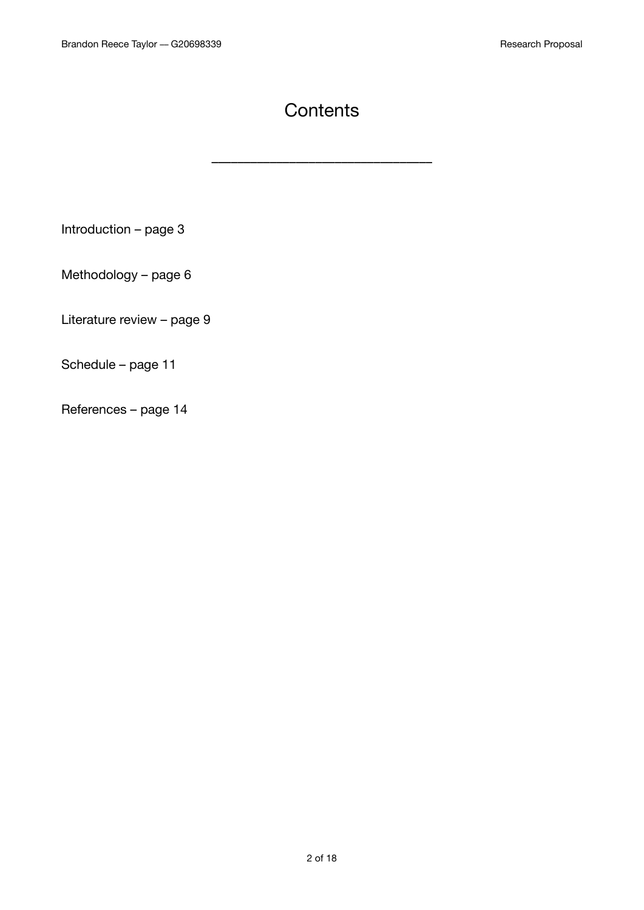# Contents

---

Introduction – page 3

Methodology – page 6

Literature review – page 9

Schedule – page 11

References – page 14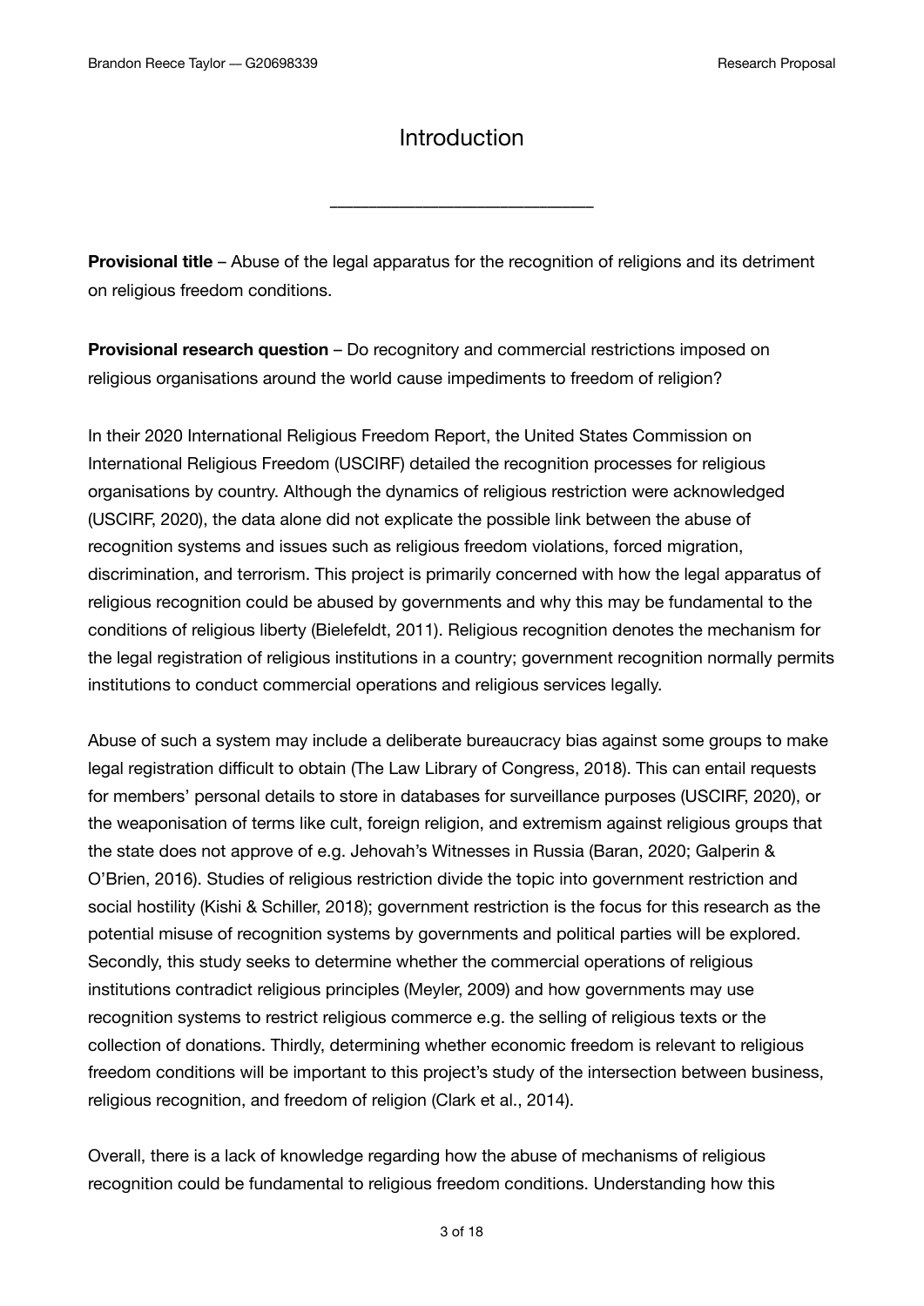# Introduction

---

**Provisional title** – Abuse of the legal apparatus for the recognition of religions and its detriment on religious freedom conditions.

**Provisional research question** – Do recognitory and commercial restrictions imposed on religious organisations around the world cause impediments to freedom of religion?

In their 2020 International Religious Freedom Report, the United States Commission on International Religious Freedom (USCIRF) detailed the recognition processes for religious organisations by country. Although the dynamics of religious restriction were acknowledged (USCIRF, 2020), the data alone did not explicate the possible link between the abuse of recognition systems and issues such as religious freedom violations, forced migration, discrimination, and terrorism. This project is primarily concerned with how the legal apparatus of religious recognition could be abused by governments and why this may be fundamental to the conditions of religious liberty (Bielefeldt, 2011). Religious recognition denotes the mechanism for the legal registration of religious institutions in a country; government recognition normally permits institutions to conduct commercial operations and religious services legally.

Abuse of such a system may include a deliberate bureaucracy bias against some groups to make legal registration difficult to obtain (The Law Library of Congress, 2018). This can entail requests for members' personal details to store in databases for surveillance purposes (USCIRF, 2020), or the weaponisation of terms like cult, foreign religion, and extremism against religious groups that the state does not approve of e.g. Jehovah's Witnesses in Russia (Baran, 2020; Galperin & O'Brien, 2016). Studies of religious restriction divide the topic into government restriction and social hostility (Kishi & Schiller, 2018); government restriction is the focus for this research as the potential misuse of recognition systems by governments and political parties will be explored. Secondly, this study seeks to determine whether the commercial operations of religious institutions contradict religious principles (Meyler, 2009) and how governments may use recognition systems to restrict religious commerce e.g. the selling of religious texts or the collection of donations. Thirdly, determining whether economic freedom is relevant to religious freedom conditions will be important to this project's study of the intersection between business, religious recognition, and freedom of religion (Clark et al., 2014).

Overall, there is a lack of knowledge regarding how the abuse of mechanisms of religious recognition could be fundamental to religious freedom conditions. Understanding how this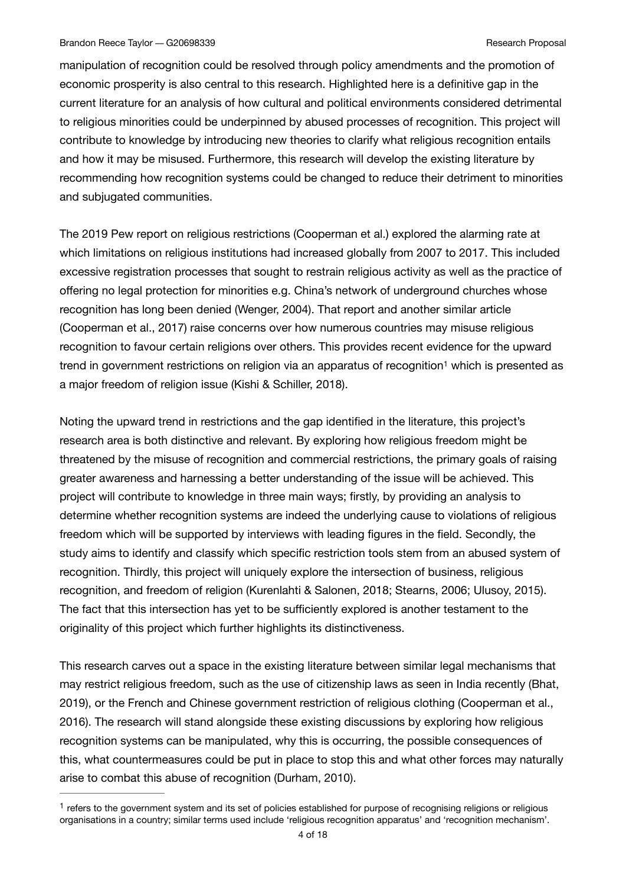manipulation of recognition could be resolved through policy amendments and the promotion of economic prosperity is also central to this research. Highlighted here is a definitive gap in the current literature for an analysis of how cultural and political environments considered detrimental to religious minorities could be underpinned by abused processes of recognition. This project will contribute to knowledge by introducing new theories to clarify what religious recognition entails and how it may be misused. Furthermore, this research will develop the existing literature by recommending how recognition systems could be changed to reduce their detriment to minorities and subjugated communities.

The 2019 Pew report on religious restrictions (Cooperman et al.) explored the alarming rate at which limitations on religious institutions had increased globally from 2007 to 2017. This included excessive registration processes that sought to restrain religious activity as well as the practice of offering no legal protection for minorities e.g. China's network of underground churches whose recognition has long been denied (Wenger, 2004). That report and another similar article (Cooperman et al., 2017) raise concerns over how numerous countries may misuse religious recognition to favour certain religions over others. This provides recent evidence for the upward trend in government restrictions on religion via an apparatus of recognition[1] which is presented as a major freedom of religion issue (Kishi & Schiller, 2018).

Noting the upward trend in restrictions and the gap identified in the literature, this project's research area is both distinctive and relevant. By exploring how religious freedom might be threatened by the misuse of recognition and commercial restrictions, the primary goals of raising greater awareness and harnessing a better understanding of the issue will be achieved. This project will contribute to knowledge in three main ways; firstly, by providing an analysis to determine whether recognition systems are indeed the underlying cause to violations of religious freedom which will be supported by interviews with leading figures in the field. Secondly, the study aims to identify and classify which specific restriction tools stem from an abused system of recognition. Thirdly, this project will uniquely explore the intersection of business, religious recognition, and freedom of religion (Kurenlahti & Salonen, 2018; Stearns, 2006; Ulusoy, 2015). The fact that this intersection has yet to be sufficiently explored is another testament to the originality of this project which further highlights its distinctiveness.

This research carves out a space in the existing literature between similar legal mechanisms that may restrict religious freedom, such as the use of citizenship laws as seen in India recently (Bhat, 2019), or the French and Chinese government restriction of religious clothing (Cooperman et al., 2016). The research will stand alongside these existing discussions by exploring how religious recognition systems can be manipulated, why this is occurring, the possible consequences of this, what countermeasures could be put in place to stop this and what other forces may naturally arise to combat this abuse of recognition (Durham, 2010).

---

[1] refers to the government system and its set of policies established for purpose of recognising religions or religious organisations in a country; similar terms used include 'religious recognition apparatus' and 'recognition mechanism'.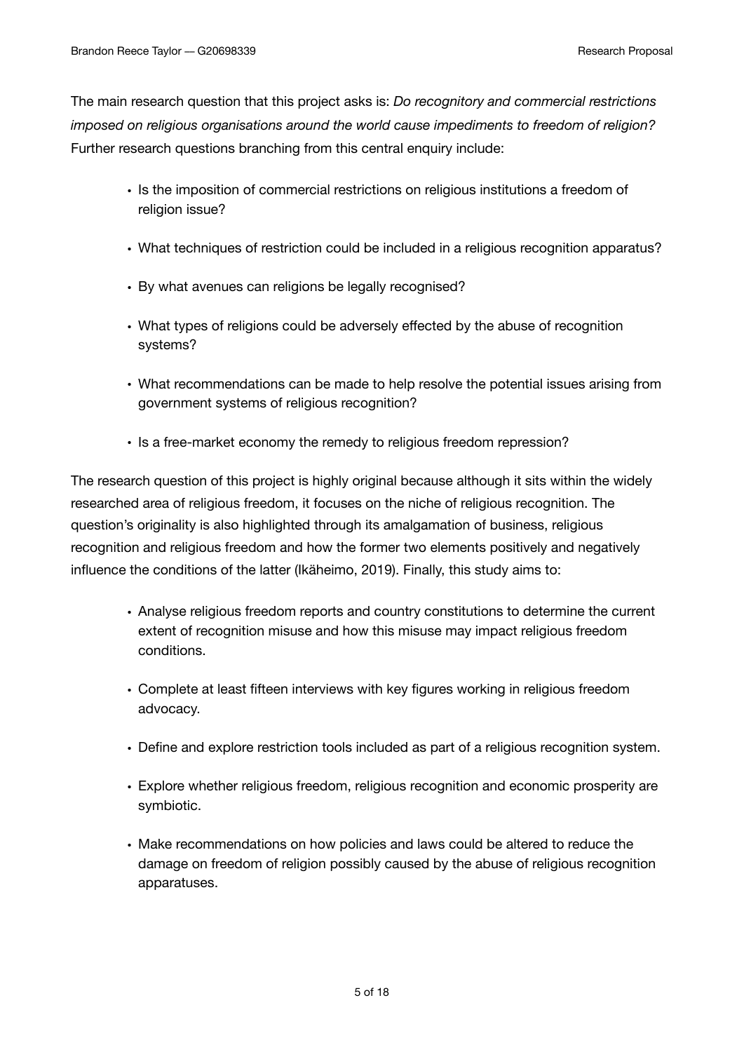The main research question that this project asks is: *Do recognitory and commercial restrictions imposed on religious organisations around the world cause impediments to freedom of religion?* Further research questions branching from this central enquiry include:

- Is the imposition of commercial restrictions on religious institutions a freedom of religion issue?
- What techniques of restriction could be included in a religious recognition apparatus?
- By what avenues can religions be legally recognised?
- What types of religions could be adversely effected by the abuse of recognition systems?
- What recommendations can be made to help resolve the potential issues arising from government systems of religious recognition?
- Is a free-market economy the remedy to religious freedom repression?

The research question of this project is highly original because although it sits within the widely researched area of religious freedom, it focuses on the niche of religious recognition. The question's originality is also highlighted through its amalgamation of business, religious recognition and religious freedom and how the former two elements positively and negatively influence the conditions of the latter (Ikäheimo, 2019). Finally, this study aims to:

- Analyse religious freedom reports and country constitutions to determine the current extent of recognition misuse and how this misuse may impact religious freedom conditions.
- Complete at least fifteen interviews with key figures working in religious freedom advocacy.
- Define and explore restriction tools included as part of a religious recognition system.
- Explore whether religious freedom, religious recognition and economic prosperity are symbiotic.
- Make recommendations on how policies and laws could be altered to reduce the damage on freedom of religion possibly caused by the abuse of religious recognition apparatuses.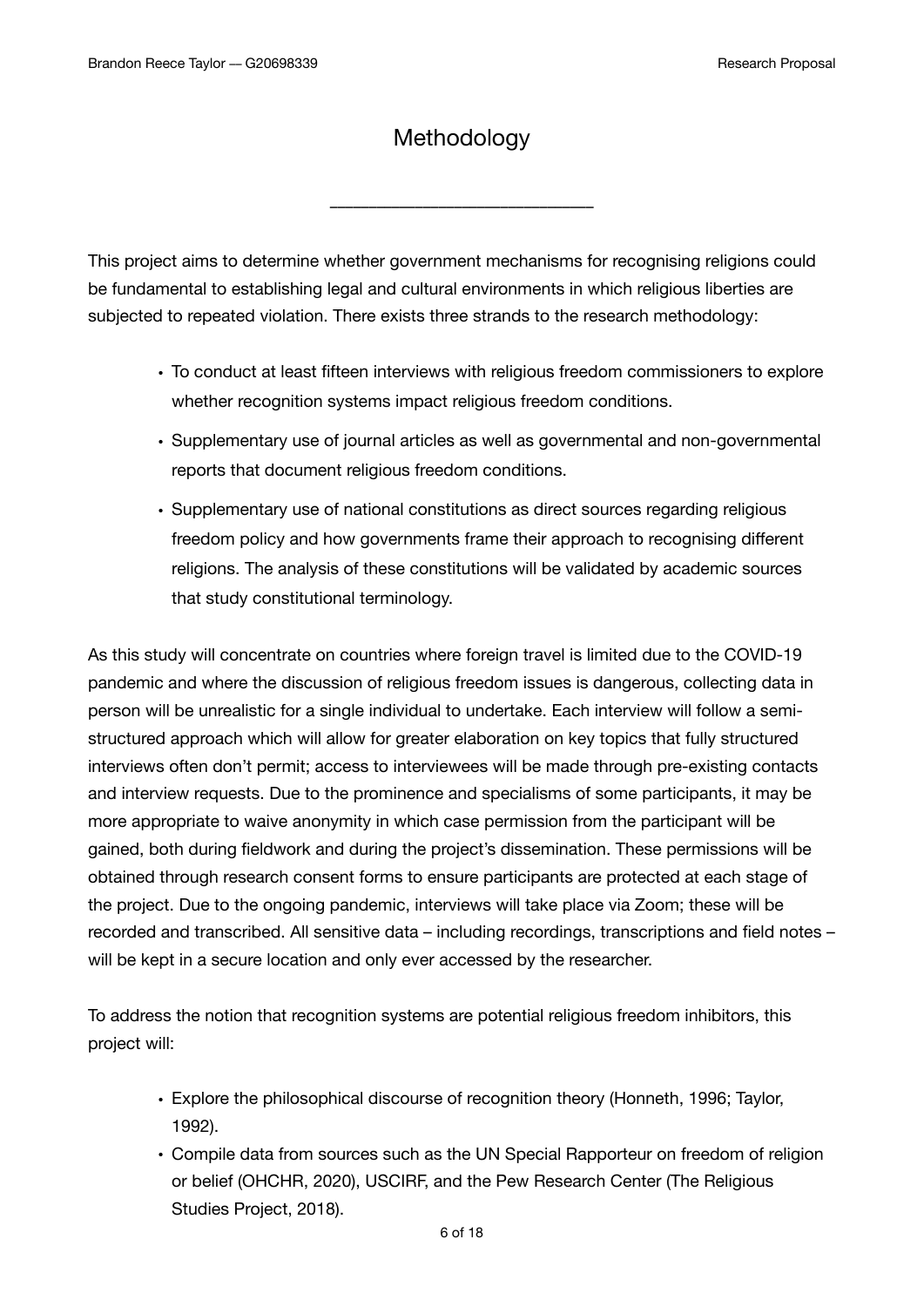# Methodology

---

This project aims to determine whether government mechanisms for recognising religions could be fundamental to establishing legal and cultural environments in which religious liberties are subjected to repeated violation. There exists three strands to the research methodology:

- To conduct at least fifteen interviews with religious freedom commissioners to explore whether recognition systems impact religious freedom conditions.
- Supplementary use of journal articles as well as governmental and non-governmental reports that document religious freedom conditions.
- Supplementary use of national constitutions as direct sources regarding religious freedom policy and how governments frame their approach to recognising different religions. The analysis of these constitutions will be validated by academic sources that study constitutional terminology.

As this study will concentrate on countries where foreign travel is limited due to the COVID-19 pandemic and where the discussion of religious freedom issues is dangerous, collecting data in person will be unrealistic for a single individual to undertake. Each interview will follow a semi-structured approach which will allow for greater elaboration on key topics that fully structured interviews often don't permit; access to interviewees will be made through pre-existing contacts and interview requests. Due to the prominence and specialisms of some participants, it may be more appropriate to waive anonymity in which case permission from the participant will be gained, both during fieldwork and during the project's dissemination. These permissions will be obtained through research consent forms to ensure participants are protected at each stage of the project. Due to the ongoing pandemic, interviews will take place via Zoom; these will be recorded and transcribed. All sensitive data – including recordings, transcriptions and field notes – will be kept in a secure location and only ever accessed by the researcher.

To address the notion that recognition systems are potential religious freedom inhibitors, this project will:

- Explore the philosophical discourse of recognition theory (Honneth, 1996; Taylor, 1992).
- Compile data from sources such as the UN Special Rapporteur on freedom of religion or belief (OHCHR, 2020), USCIRF, and the Pew Research Center (The Religious Studies Project, 2018).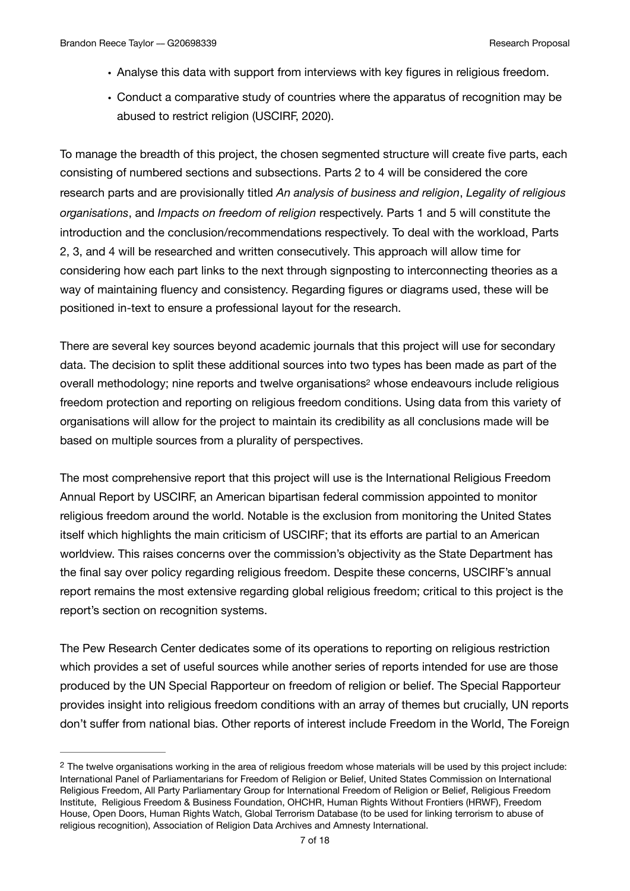- Analyse this data with support from interviews with key figures in religious freedom.
- Conduct a comparative study of countries where the apparatus of recognition may be abused to restrict religion (USCIRF, 2020).

To manage the breadth of this project, the chosen segmented structure will create five parts, each consisting of numbered sections and subsections. Parts 2 to 4 will be considered the core research parts and are provisionally titled *An analysis of business and religion*, *Legality of religious organisations*, and *Impacts on freedom of religion* respectively. Parts 1 and 5 will constitute the introduction and the conclusion/recommendations respectively. To deal with the workload, Parts 2, 3, and 4 will be researched and written consecutively. This approach will allow time for considering how each part links to the next through signposting to interconnecting theories as a way of maintaining fluency and consistency. Regarding figures or diagrams used, these will be positioned in-text to ensure a professional layout for the research.

There are several key sources beyond academic journals that this project will use for secondary data. The decision to split these additional sources into two types has been made as part of the overall methodology; nine reports and twelve organisations[2] whose endeavours include religious freedom protection and reporting on religious freedom conditions. Using data from this variety of organisations will allow for the project to maintain its credibility as all conclusions made will be based on multiple sources from a plurality of perspectives.

The most comprehensive report that this project will use is the International Religious Freedom Annual Report by USCIRF, an American bipartisan federal commission appointed to monitor religious freedom around the world. Notable is the exclusion from monitoring the United States itself which highlights the main criticism of USCIRF; that its efforts are partial to an American worldview. This raises concerns over the commission's objectivity as the State Department has the final say over policy regarding religious freedom. Despite these concerns, USCIRF's annual report remains the most extensive regarding global religious freedom; critical to this project is the report's section on recognition systems.

The Pew Research Center dedicates some of its operations to reporting on religious restriction which provides a set of useful sources while another series of reports intended for use are those produced by the UN Special Rapporteur on freedom of religion or belief. The Special Rapporteur provides insight into religious freedom conditions with an array of themes but crucially, UN reports don't suffer from national bias. Other reports of interest include Freedom in the World, The Foreign

---

[2] The twelve organisations working in the area of religious freedom whose materials will be used by this project include: International Panel of Parliamentarians for Freedom of Religion or Belief, United States Commission on International Religious Freedom, All Party Parliamentary Group for International Freedom of Religion or Belief, Religious Freedom Institute, Religious Freedom & Business Foundation, OHCHR, Human Rights Without Frontiers (HRWF), Freedom House, Open Doors, Human Rights Watch, Global Terrorism Database (to be used for linking terrorism to abuse of religious recognition), Association of Religion Data Archives and Amnesty International.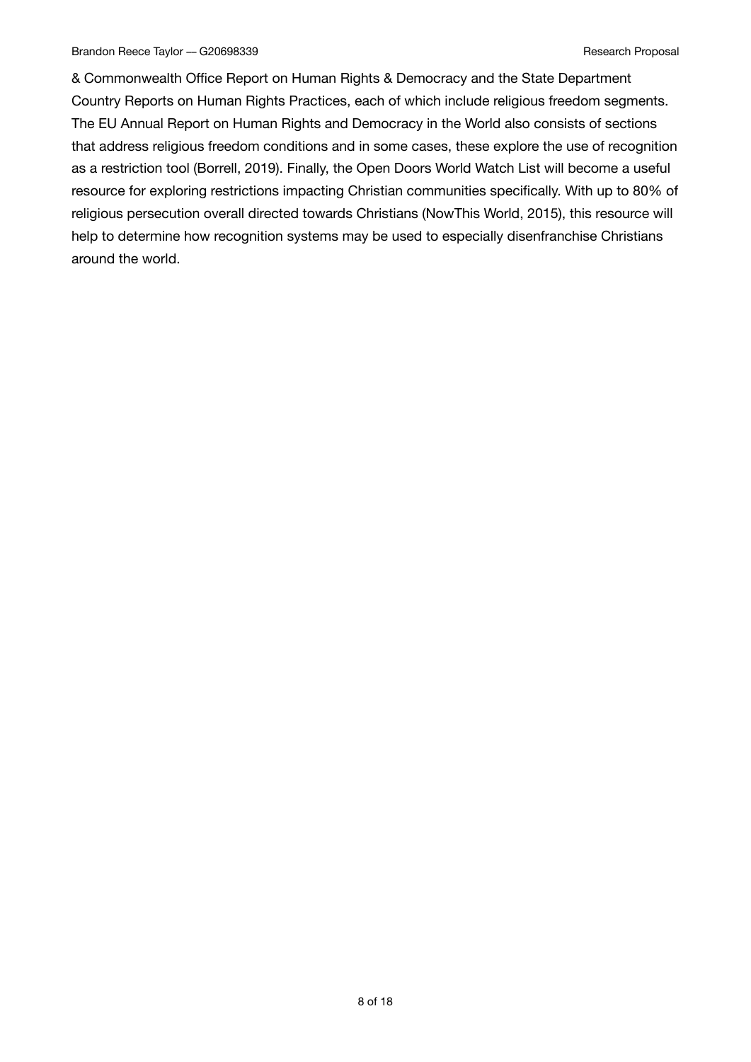& Commonwealth Office Report on Human Rights & Democracy and the State Department Country Reports on Human Rights Practices, each of which include religious freedom segments. The EU Annual Report on Human Rights and Democracy in the World also consists of sections that address religious freedom conditions and in some cases, these explore the use of recognition as a restriction tool (Borrell, 2019). Finally, the Open Doors World Watch List will become a useful resource for exploring restrictions impacting Christian communities specifically. With up to 80% of religious persecution overall directed towards Christians (NowThis World, 2015), this resource will help to determine how recognition systems may be used to especially disenfranchise Christians around the world.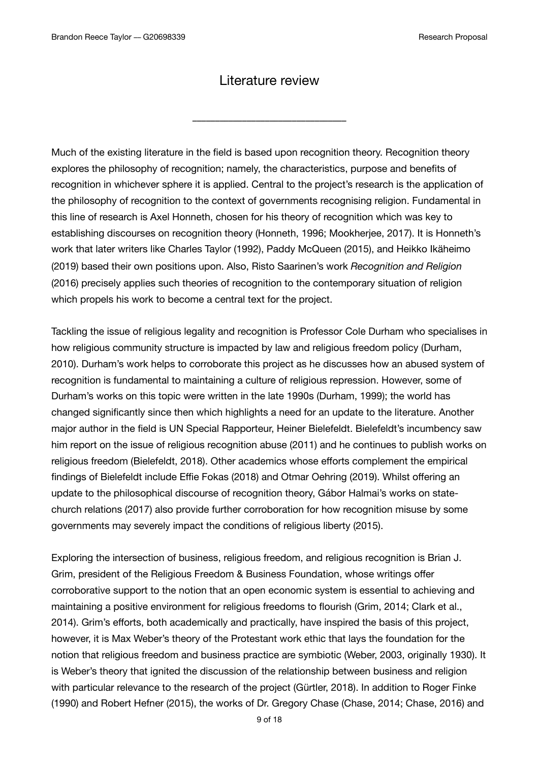# Literature review

Much of the existing literature in the field is based upon recognition theory. Recognition theory explores the philosophy of recognition; namely, the characteristics, purpose and benefits of recognition in whichever sphere it is applied. Central to the project's research is the application of the philosophy of recognition to the context of governments recognising religion. Fundamental in this line of research is Axel Honneth, chosen for his theory of recognition which was key to establishing discourses on recognition theory (Honneth, 1996; Mookherjee, 2017). It is Honneth's work that later writers like Charles Taylor (1992), Paddy McQueen (2015), and Heikko Ikäheimo (2019) based their own positions upon. Also, Risto Saarinen's work *Recognition and Religion* (2016) precisely applies such theories of recognition to the contemporary situation of religion which propels his work to become a central text for the project.

Tackling the issue of religious legality and recognition is Professor Cole Durham who specialises in how religious community structure is impacted by law and religious freedom policy (Durham, 2010). Durham's work helps to corroborate this project as he discusses how an abused system of recognition is fundamental to maintaining a culture of religious repression. However, some of Durham's works on this topic were written in the late 1990s (Durham, 1999); the world has changed significantly since then which highlights a need for an update to the literature. Another major author in the field is UN Special Rapporteur, Heiner Bielefeldt. Bielefeldt's incumbency saw him report on the issue of religious recognition abuse (2011) and he continues to publish works on religious freedom (Bielefeldt, 2018). Other academics whose efforts complement the empirical findings of Bielefeldt include Effie Fokas (2018) and Otmar Oehring (2019). Whilst offering an update to the philosophical discourse of recognition theory, Gábor Halmai's works on state-church relations (2017) also provide further corroboration for how recognition misuse by some governments may severely impact the conditions of religious liberty (2015).

Exploring the intersection of business, religious freedom, and religious recognition is Brian J. Grim, president of the Religious Freedom & Business Foundation, whose writings offer corroborative support to the notion that an open economic system is essential to achieving and maintaining a positive environment for religious freedoms to flourish (Grim, 2014; Clark et al., 2014). Grim's efforts, both academically and practically, have inspired the basis of this project, however, it is Max Weber's theory of the Protestant work ethic that lays the foundation for the notion that religious freedom and business practice are symbiotic (Weber, 2003, originally 1930). It is Weber's theory that ignited the discussion of the relationship between business and religion with particular relevance to the research of the project (Gürtler, 2018). In addition to Roger Finke (1990) and Robert Hefner (2015), the works of Dr. Gregory Chase (Chase, 2014; Chase, 2016) and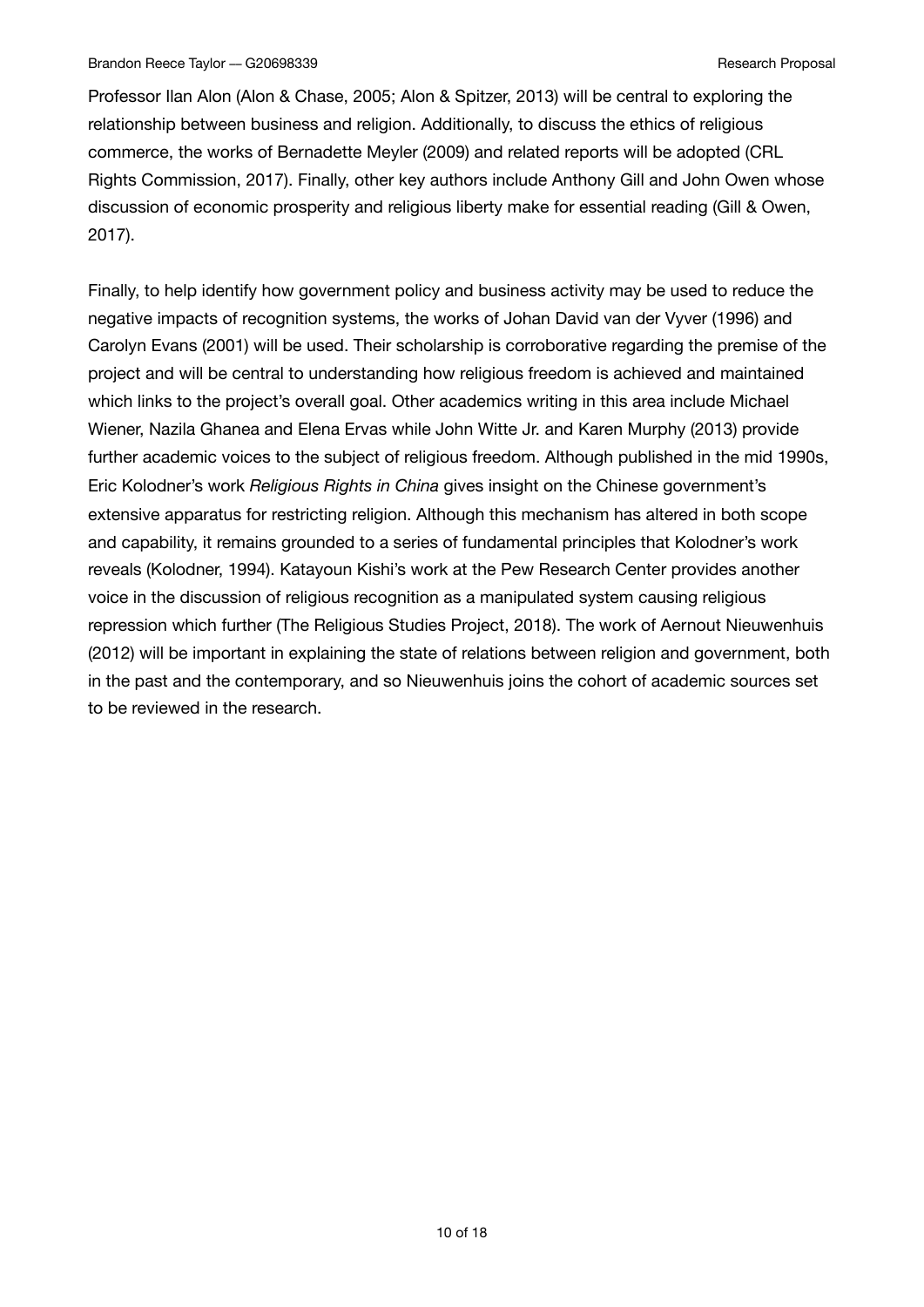Professor Ilan Alon (Alon & Chase, 2005; Alon & Spitzer, 2013) will be central to exploring the relationship between business and religion. Additionally, to discuss the ethics of religious commerce, the works of Bernadette Meyler (2009) and related reports will be adopted (CRL Rights Commission, 2017). Finally, other key authors include Anthony Gill and John Owen whose discussion of economic prosperity and religious liberty make for essential reading (Gill & Owen, 2017).

Finally, to help identify how government policy and business activity may be used to reduce the negative impacts of recognition systems, the works of Johan David van der Vyver (1996) and Carolyn Evans (2001) will be used. Their scholarship is corroborative regarding the premise of the project and will be central to understanding how religious freedom is achieved and maintained which links to the project's overall goal. Other academics writing in this area include Michael Wiener, Nazila Ghanea and Elena Ervas while John Witte Jr. and Karen Murphy (2013) provide further academic voices to the subject of religious freedom. Although published in the mid 1990s, Eric Kolodner's work *Religious Rights in China* gives insight on the Chinese government's extensive apparatus for restricting religion. Although this mechanism has altered in both scope and capability, it remains grounded to a series of fundamental principles that Kolodner's work reveals (Kolodner, 1994). Katayoun Kishi's work at the Pew Research Center provides another voice in the discussion of religious recognition as a manipulated system causing religious repression which further (The Religious Studies Project, 2018). The work of Aernout Nieuwenhuis (2012) will be important in explaining the state of relations between religion and government, both in the past and the contemporary, and so Nieuwenhuis joins the cohort of academic sources set to be reviewed in the research.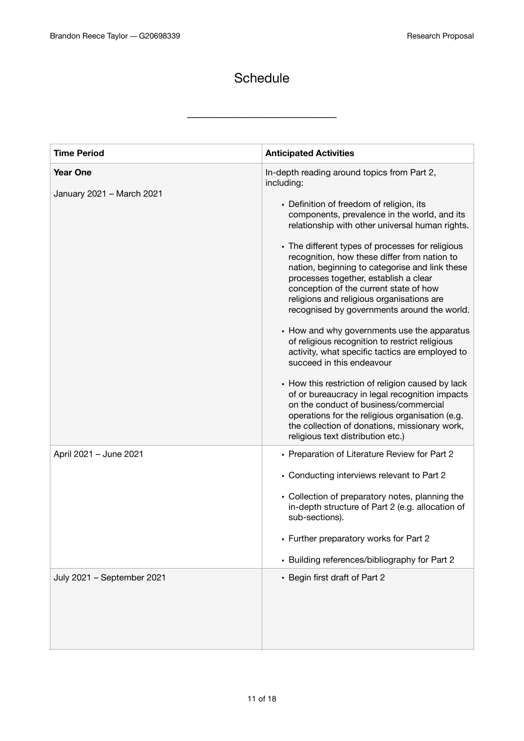# Schedule

| Time Period | Anticipated Activities |
|---|---|
| **Year One**<br><br>January 2021 – March 2021 | In-depth reading around topics from Part 2, including:<br><br>• Definition of freedom of religion, its components, prevalence in the world, and its relationship with other universal human rights.<br><br>• The different types of processes for religious recognition, how these differ from nation to nation, beginning to categorise and link these processes together, establish a clear conception of the current state of how religions and religious organisations are recognised by governments around the world.<br><br>• How and why governments use the apparatus of religious recognition to restrict religious activity, what specific tactics are employed to succeed in this endeavour<br><br>• How this restriction of religion caused by lack of or bureaucracy in legal recognition impacts on the conduct of business/commercial operations for the religious organisation (e.g. the collection of donations, missionary work, religious text distribution etc.) |
| April 2021 – June 2021 | • Preparation of Literature Review for Part 2<br><br>• Conducting interviews relevant to Part 2<br><br>• Collection of preparatory notes, planning the in-depth structure of Part 2 (e.g. allocation of sub-sections).<br><br>• Further preparatory works for Part 2<br><br>• Building references/bibliography for Part 2 |
| July 2021 – September 2021 | • Begin first draft of Part 2 |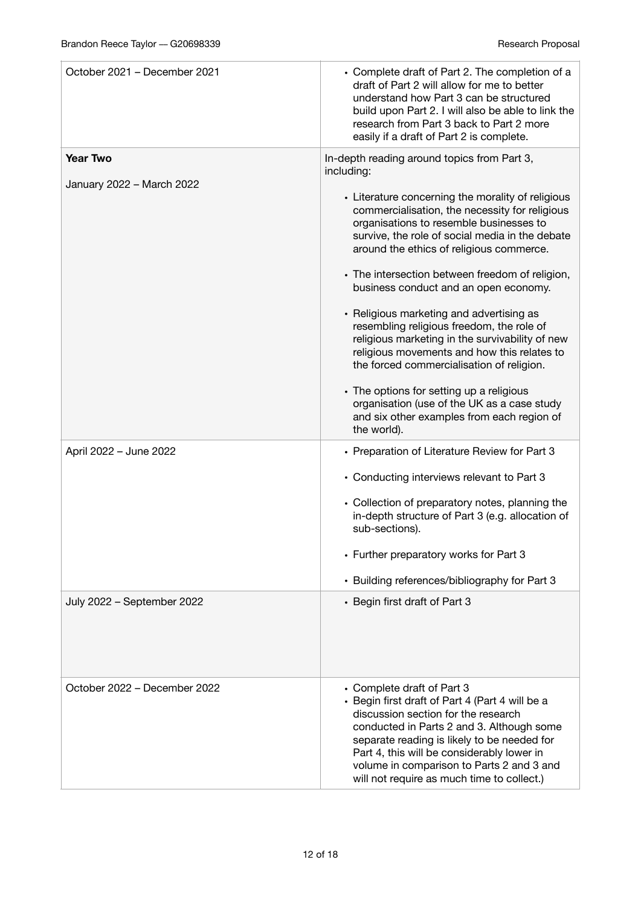| October 2021 – December 2021 | • Complete draft of Part 2. The completion of a draft of Part 2 will allow for me to better understand how Part 3 can be structured build upon Part 2. I will also be able to link the research from Part 3 back to Part 2 more easily if a draft of Part 2 is complete. |
|---|---|
| **Year Two**<br><br>January 2022 – March 2022 | In-depth reading around topics from Part 3, including:<br><br>• Literature concerning the morality of religious commercialisation, the necessity for religious organisations to resemble businesses to survive, the role of social media in the debate around the ethics of religious commerce.<br><br>• The intersection between freedom of religion, business conduct and an open economy.<br><br>• Religious marketing and advertising as resembling religious freedom, the role of religious marketing in the survivability of new religious movements and how this relates to the forced commercialisation of religion.<br><br>• The options for setting up a religious organisation (use of the UK as a case study and six other examples from each region of the world). |
| April 2022 – June 2022 | • Preparation of Literature Review for Part 3<br><br>• Conducting interviews relevant to Part 3<br><br>• Collection of preparatory notes, planning the in-depth structure of Part 3 (e.g. allocation of sub-sections).<br><br>• Further preparatory works for Part 3<br><br>• Building references/bibliography for Part 3 |
| July 2022 – September 2022 | • Begin first draft of Part 3 |
| October 2022 – December 2022 | • Complete draft of Part 3<br>• Begin first draft of Part 4 (Part 4 will be a discussion section for the research conducted in Parts 2 and 3. Although some separate reading is likely to be needed for Part 4, this will be considerably lower in volume in comparison to Parts 2 and 3 and will not require as much time to collect.) |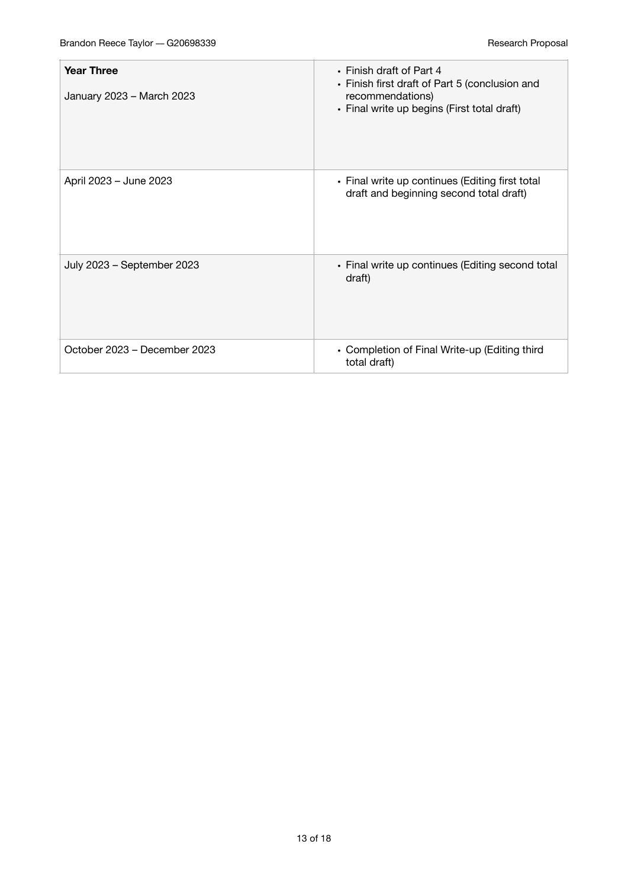| | |
|---|---|
| **Year Three**<br><br>January 2023 – March 2023 | • Finish draft of Part 4<br>• Finish first draft of Part 5 (conclusion and recommendations)<br>• Final write up begins (First total draft) |
| April 2023 – June 2023 | • Final write up continues (Editing first total draft and beginning second total draft) |
| July 2023 – September 2023 | • Final write up continues (Editing second total draft) |
| October 2023 – December 2023 | • Completion of Final Write-up (Editing third total draft) |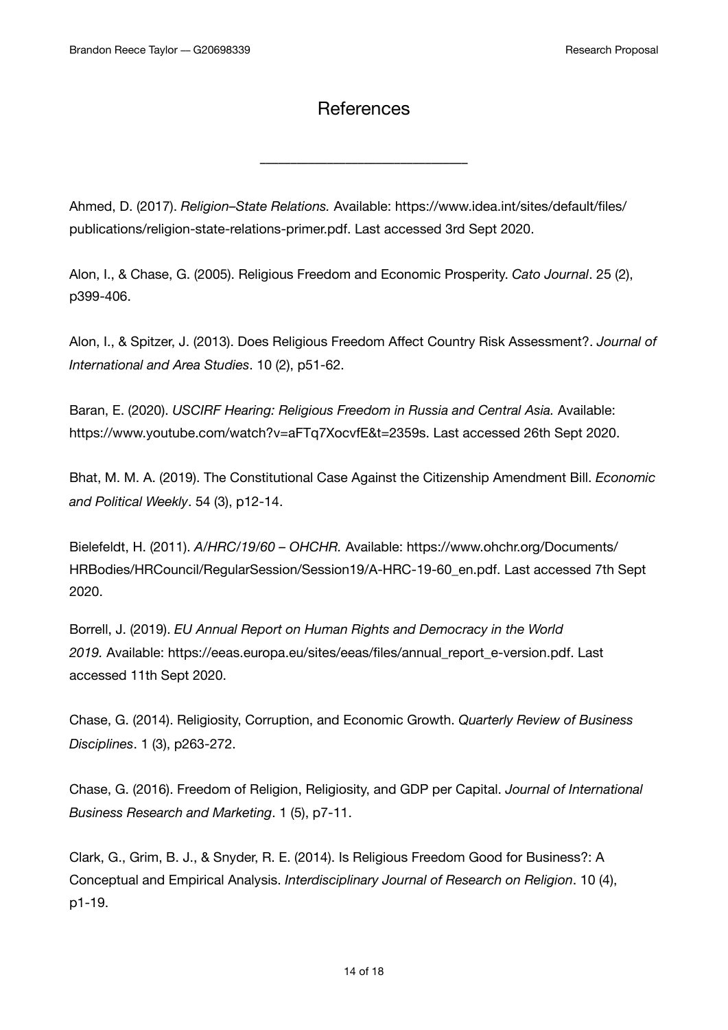# References

Ahmed, D. (2017). *Religion–State Relations.* Available: https://www.idea.int/sites/default/files/publications/religion-state-relations-primer.pdf. Last accessed 3rd Sept 2020.

Alon, I., & Chase, G. (2005). Religious Freedom and Economic Prosperity. *Cato Journal*. 25 (2), p399-406.

Alon, I., & Spitzer, J. (2013). Does Religious Freedom Affect Country Risk Assessment?. *Journal of International and Area Studies*. 10 (2), p51-62.

Baran, E. (2020). *USCIRF Hearing: Religious Freedom in Russia and Central Asia.* Available: https://www.youtube.com/watch?v=aFTq7XocvfE&t=2359s. Last accessed 26th Sept 2020.

Bhat, M. M. A. (2019). The Constitutional Case Against the Citizenship Amendment Bill. *Economic and Political Weekly*. 54 (3), p12-14.

Bielefeldt, H. (2011). *A/HRC/19/60 – OHCHR.* Available: https://www.ohchr.org/Documents/HRBodies/HRCouncil/RegularSession/Session19/A-HRC-19-60_en.pdf. Last accessed 7th Sept 2020.

Borrell, J. (2019). *EU Annual Report on Human Rights and Democracy in the World 2019.* Available: https://eeas.europa.eu/sites/eeas/files/annual_report_e-version.pdf. Last accessed 11th Sept 2020.

Chase, G. (2014). Religiosity, Corruption, and Economic Growth. *Quarterly Review of Business Disciplines*. 1 (3), p263-272.

Chase, G. (2016). Freedom of Religion, Religiosity, and GDP per Capital. *Journal of International Business Research and Marketing*. 1 (5), p7-11.

Clark, G., Grim, B. J., & Snyder, R. E. (2014). Is Religious Freedom Good for Business?: A Conceptual and Empirical Analysis. *Interdisciplinary Journal of Research on Religion*. 10 (4), p1-19.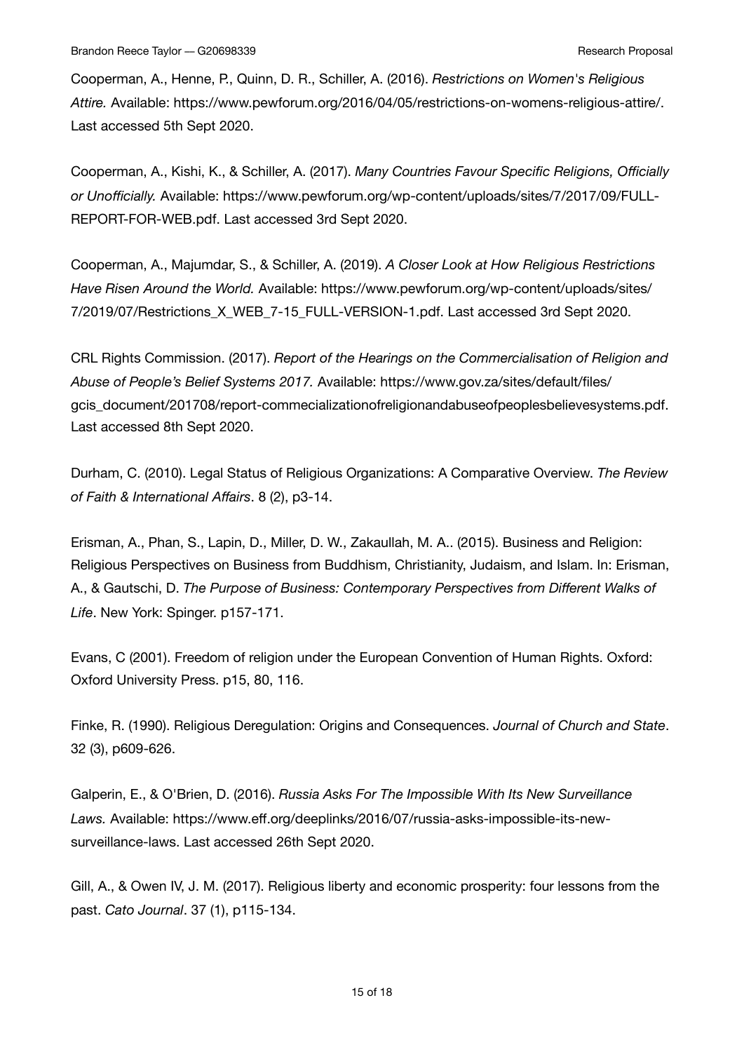Cooperman, A., Henne, P., Quinn, D. R., Schiller, A. (2016). *Restrictions on Women's Religious Attire.* Available: https://www.pewforum.org/2016/04/05/restrictions-on-womens-religious-attire/. Last accessed 5th Sept 2020.

Cooperman, A., Kishi, K., & Schiller, A. (2017). *Many Countries Favour Specific Religions, Officially or Unofficially.* Available: https://www.pewforum.org/wp-content/uploads/sites/7/2017/09/FULL-REPORT-FOR-WEB.pdf. Last accessed 3rd Sept 2020.

Cooperman, A., Majumdar, S., & Schiller, A. (2019). *A Closer Look at How Religious Restrictions Have Risen Around the World.* Available: https://www.pewforum.org/wp-content/uploads/sites/7/2019/07/Restrictions_X_WEB_7-15_FULL-VERSION-1.pdf. Last accessed 3rd Sept 2020.

CRL Rights Commission. (2017). *Report of the Hearings on the Commercialisation of Religion and Abuse of People's Belief Systems 2017.* Available: https://www.gov.za/sites/default/files/gcis_document/201708/report-commecializationofreligionandabuseofpeoplesbelievesystems.pdf. Last accessed 8th Sept 2020.

Durham, C. (2010). Legal Status of Religious Organizations: A Comparative Overview. *The Review of Faith & International Affairs*. 8 (2), p3-14.

Erisman, A., Phan, S., Lapin, D., Miller, D. W., Zakaullah, M. A.. (2015). Business and Religion: Religious Perspectives on Business from Buddhism, Christianity, Judaism, and Islam. In: Erisman, A., & Gautschi, D. *The Purpose of Business: Contemporary Perspectives from Different Walks of Life*. New York: Spinger. p157-171.

Evans, C (2001). Freedom of religion under the European Convention of Human Rights. Oxford: Oxford University Press. p15, 80, 116.

Finke, R. (1990). Religious Deregulation: Origins and Consequences. *Journal of Church and State*. 32 (3), p609-626.

Galperin, E., & O'Brien, D. (2016). *Russia Asks For The Impossible With Its New Surveillance Laws.* Available: https://www.eff.org/deeplinks/2016/07/russia-asks-impossible-its-new-surveillance-laws. Last accessed 26th Sept 2020.

Gill, A., & Owen IV, J. M. (2017). Religious liberty and economic prosperity: four lessons from the past. *Cato Journal*. 37 (1), p115-134.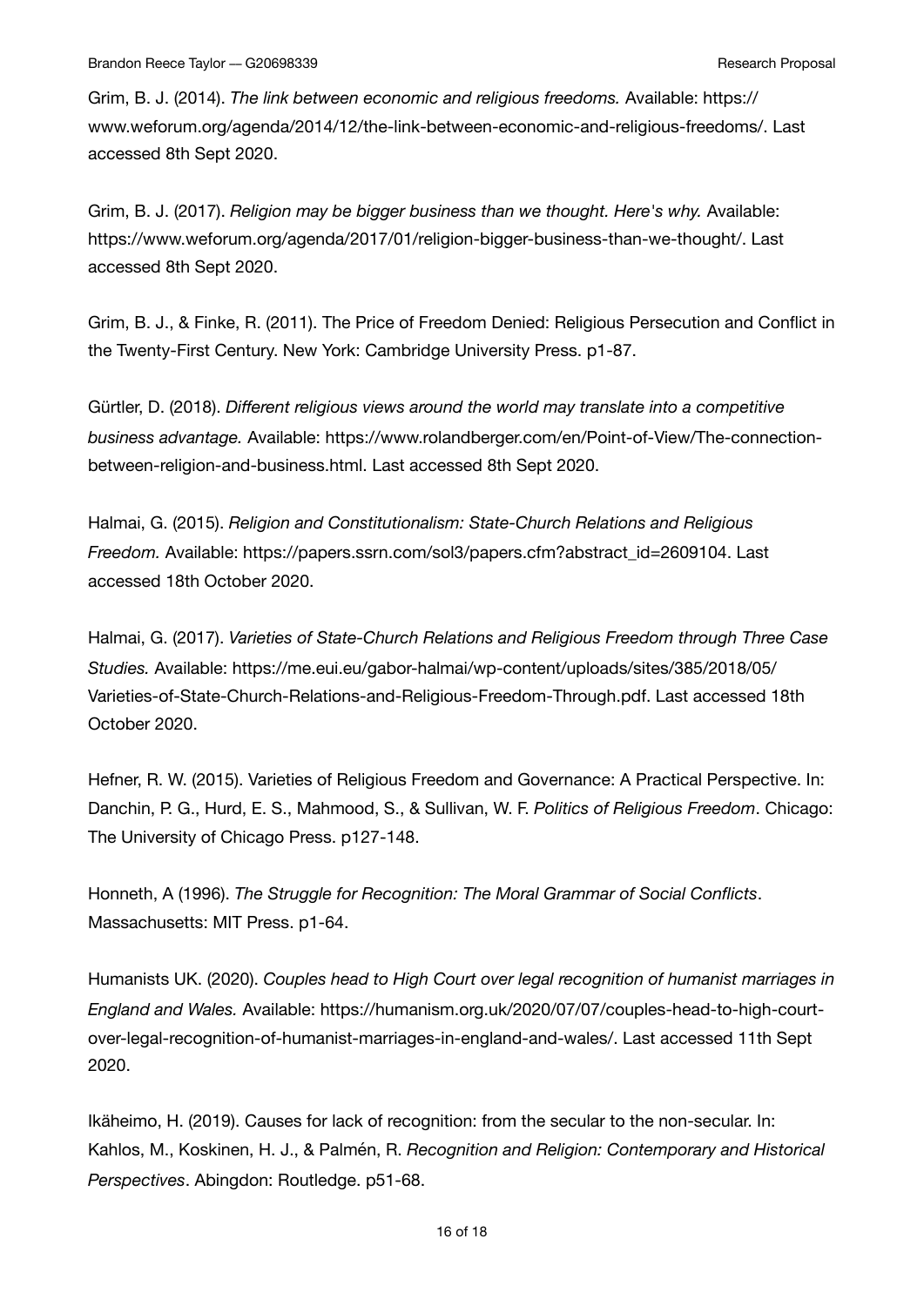Grim, B. J. (2014). *The link between economic and religious freedoms.* Available: https://www.weforum.org/agenda/2014/12/the-link-between-economic-and-religious-freedoms/. Last accessed 8th Sept 2020.

Grim, B. J. (2017). *Religion may be bigger business than we thought. Here's why.* Available: https://www.weforum.org/agenda/2017/01/religion-bigger-business-than-we-thought/. Last accessed 8th Sept 2020.

Grim, B. J., & Finke, R. (2011). The Price of Freedom Denied: Religious Persecution and Conflict in the Twenty-First Century. New York: Cambridge University Press. p1-87.

Gürtler, D. (2018). *Different religious views around the world may translate into a competitive business advantage.* Available: https://www.rolandberger.com/en/Point-of-View/The-connection-between-religion-and-business.html. Last accessed 8th Sept 2020.

Halmai, G. (2015). *Religion and Constitutionalism: State-Church Relations and Religious Freedom.* Available: https://papers.ssrn.com/sol3/papers.cfm?abstract_id=2609104. Last accessed 18th October 2020.

Halmai, G. (2017). *Varieties of State-Church Relations and Religious Freedom through Three Case Studies.* Available: https://me.eui.eu/gabor-halmai/wp-content/uploads/sites/385/2018/05/Varieties-of-State-Church-Relations-and-Religious-Freedom-Through.pdf. Last accessed 18th October 2020.

Hefner, R. W. (2015). Varieties of Religious Freedom and Governance: A Practical Perspective. In: Danchin, P. G., Hurd, E. S., Mahmood, S., & Sullivan, W. F. *Politics of Religious Freedom*. Chicago: The University of Chicago Press. p127-148.

Honneth, A (1996). *The Struggle for Recognition: The Moral Grammar of Social Conflicts*. Massachusetts: MIT Press. p1-64.

Humanists UK. (2020). *Couples head to High Court over legal recognition of humanist marriages in England and Wales.* Available: https://humanism.org.uk/2020/07/07/couples-head-to-high-court-over-legal-recognition-of-humanist-marriages-in-england-and-wales/. Last accessed 11th Sept 2020.

Ikäheimo, H. (2019). Causes for lack of recognition: from the secular to the non-secular. In: Kahlos, M., Koskinen, H. J., & Palmén, R. *Recognition and Religion: Contemporary and Historical Perspectives*. Abingdon: Routledge. p51-68.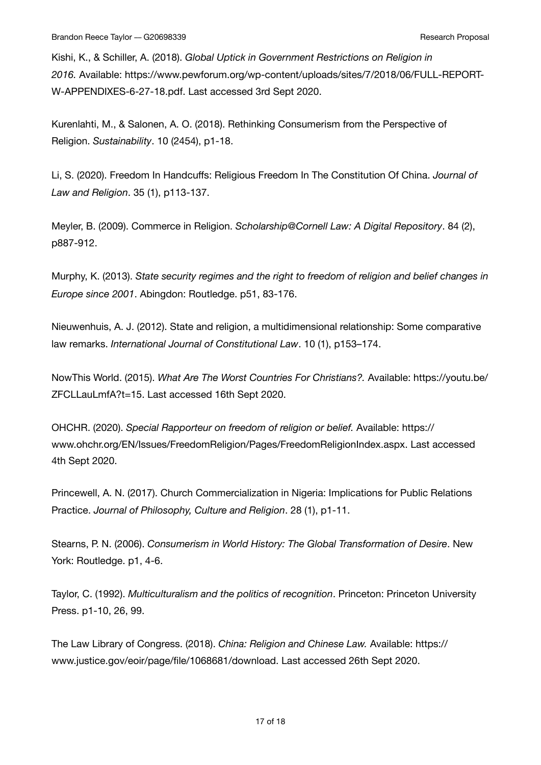Kishi, K., & Schiller, A. (2018). *Global Uptick in Government Restrictions on Religion in 2016.* Available: https://www.pewforum.org/wp-content/uploads/sites/7/2018/06/FULL-REPORT-W-APPENDIXES-6-27-18.pdf. Last accessed 3rd Sept 2020.

Kurenlahti, M., & Salonen, A. O. (2018). Rethinking Consumerism from the Perspective of Religion. *Sustainability*. 10 (2454), p1-18.

Li, S. (2020). Freedom In Handcuffs: Religious Freedom In The Constitution Of China. *Journal of Law and Religion*. 35 (1), p113-137.

Meyler, B. (2009). Commerce in Religion. *Scholarship@Cornell Law: A Digital Repository*. 84 (2), p887-912.

Murphy, K. (2013). *State security regimes and the right to freedom of religion and belief changes in Europe since 2001*. Abingdon: Routledge. p51, 83-176.

Nieuwenhuis, A. J. (2012). State and religion, a multidimensional relationship: Some comparative law remarks. *International Journal of Constitutional Law*. 10 (1), p153–174.

NowThis World. (2015). *What Are The Worst Countries For Christians?.* Available: https://youtu.be/ZFCLLauLmfA?t=15. Last accessed 16th Sept 2020.

OHCHR. (2020). *Special Rapporteur on freedom of religion or belief.* Available: https://www.ohchr.org/EN/Issues/FreedomReligion/Pages/FreedomReligionIndex.aspx. Last accessed 4th Sept 2020.

Princewell, A. N. (2017). Church Commercialization in Nigeria: Implications for Public Relations Practice. *Journal of Philosophy, Culture and Religion*. 28 (1), p1-11.

Stearns, P. N. (2006). *Consumerism in World History: The Global Transformation of Desire*. New York: Routledge. p1, 4-6.

Taylor, C. (1992). *Multiculturalism and the politics of recognition*. Princeton: Princeton University Press. p1-10, 26, 99.

The Law Library of Congress. (2018). *China: Religion and Chinese Law.* Available: https://www.justice.gov/eoir/page/file/1068681/download. Last accessed 26th Sept 2020.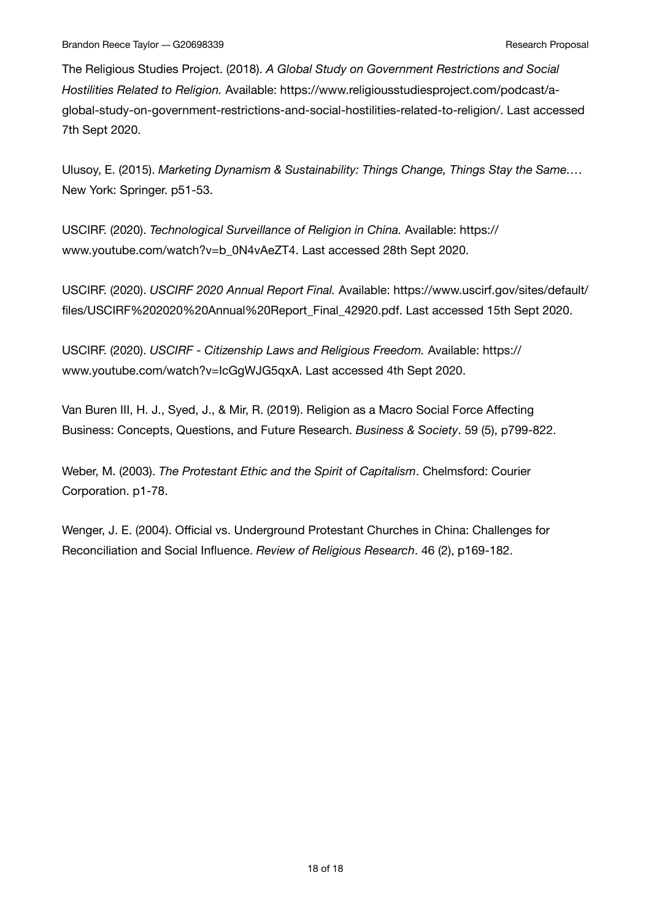The Religious Studies Project. (2018). *A Global Study on Government Restrictions and Social Hostilities Related to Religion.* Available: https://www.religiousstudiesproject.com/podcast/a-global-study-on-government-restrictions-and-social-hostilities-related-to-religion/. Last accessed 7th Sept 2020.

Ulusoy, E. (2015). *Marketing Dynamism & Sustainability: Things Change, Things Stay the Same….* New York: Springer. p51-53.

USCIRF. (2020). *Technological Surveillance of Religion in China.* Available: https://www.youtube.com/watch?v=b_0N4vAeZT4. Last accessed 28th Sept 2020.

USCIRF. (2020). *USCIRF 2020 Annual Report Final.* Available: https://www.uscirf.gov/sites/default/files/USCIRF%202020%20Annual%20Report_Final_42920.pdf. Last accessed 15th Sept 2020.

USCIRF. (2020). *USCIRF - Citizenship Laws and Religious Freedom.* Available: https://www.youtube.com/watch?v=IcGgWJG5qxA. Last accessed 4th Sept 2020.

Van Buren III, H. J., Syed, J., & Mir, R. (2019). Religion as a Macro Social Force Affecting Business: Concepts, Questions, and Future Research. *Business & Society*. 59 (5), p799-822.

Weber, M. (2003). *The Protestant Ethic and the Spirit of Capitalism*. Chelmsford: Courier Corporation. p1-78.

Wenger, J. E. (2004). Official vs. Underground Protestant Churches in China: Challenges for Reconciliation and Social Influence. *Review of Religious Research*. 46 (2), p169-182.